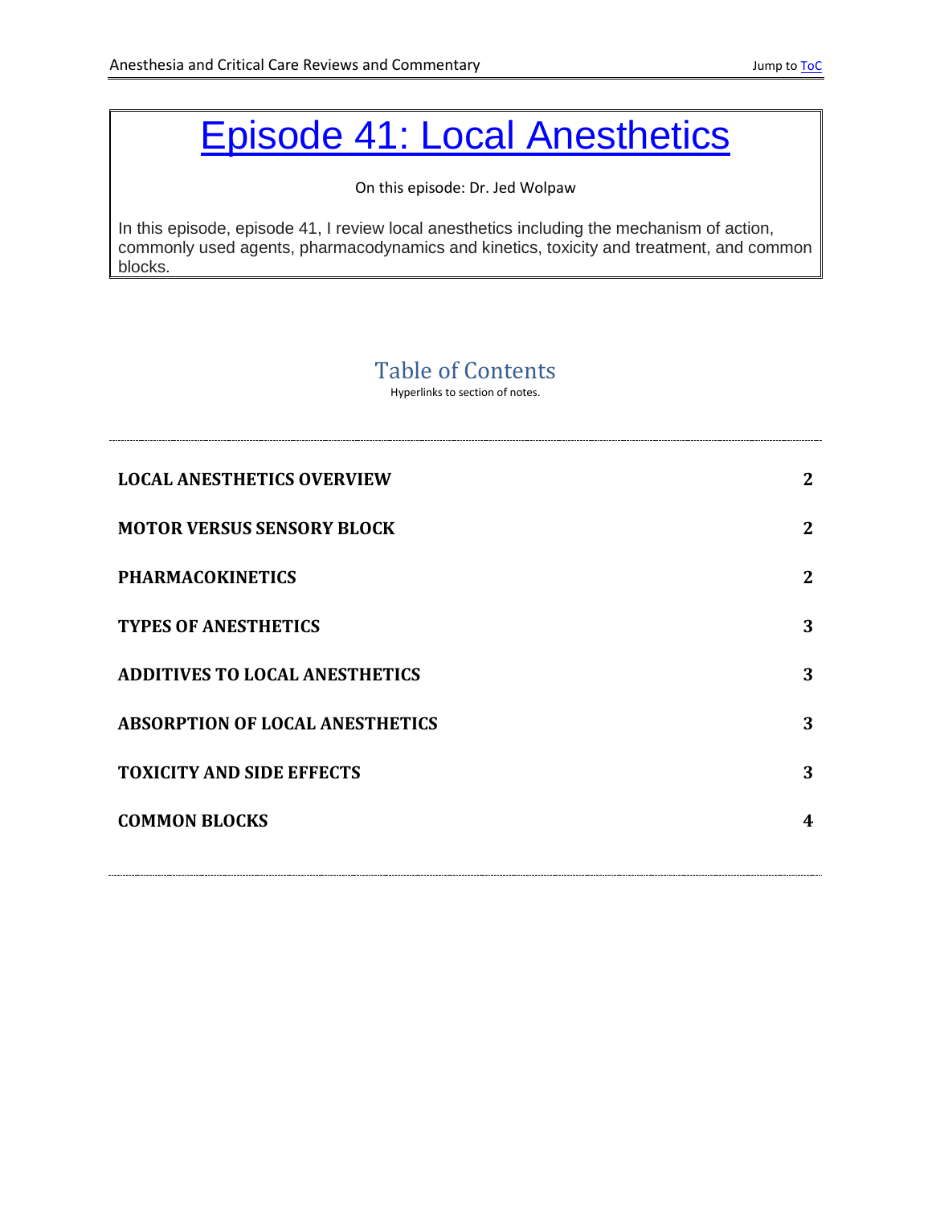# Episode 41: Local Anesthetics

On this episode: Dr. Jed Wolpaw

In this episode, episode 41, I review local anesthetics including the mechanism of action, commonly used agents, pharmacodynamics and kinetics, toxicity and treatment, and common blocks.

## Table of Contents

Hyperlinks to section of notes.

| | |
|---|---|
| **LOCAL ANESTHETICS OVERVIEW** | **2** |
| **MOTOR VERSUS SENSORY BLOCK** | **2** |
| **PHARMACOKINETICS** | **2** |
| **TYPES OF ANESTHETICS** | **3** |
| **ADDITIVES TO LOCAL ANESTHETICS** | **3** |
| **ABSORPTION OF LOCAL ANESTHETICS** | **3** |
| **TOXICITY AND SIDE EFFECTS** | **3** |
| **COMMON BLOCKS** | **4** |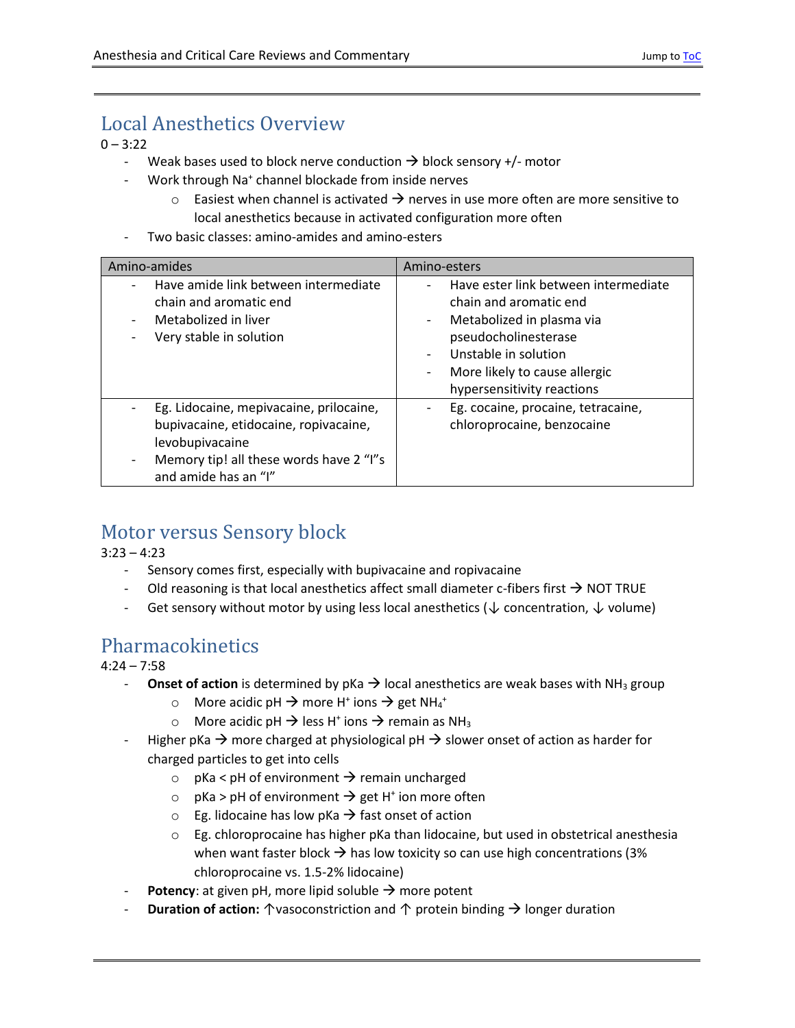## Local Anesthetics Overview

0 – 3:22

- Weak bases used to block nerve conduction → block sensory +/- motor
- Work through $Na^+$ channel blockade from inside nerves
    - Easiest when channel is activated → nerves in use more often are more sensitive to local anesthetics because in activated configuration more often
- Two basic classes: amino-amides and amino-esters

| Amino-amides | Amino-esters |
| --- | --- |
| - Have amide link between intermediate chain and aromatic end<br>- Metabolized in liver<br>- Very stable in solution | - Have ester link between intermediate chain and aromatic end<br>- Metabolized in plasma via pseudocholinesterase<br>- Unstable in solution<br>- More likely to cause allergic hypersensitivity reactions |
| - Eg. Lidocaine, mepivacaine, prilocaine, bupivacaine, etidocaine, ropivacaine, levobupivacaine<br>- Memory tip! all these words have 2 "I"s and amide has an "I" | - Eg. cocaine, procaine, tetracaine, chloroprocaine, benzocaine |

## Motor versus Sensory block

3:23 – 4:23

- Sensory comes first, especially with bupivacaine and ropivacaine
- Old reasoning is that local anesthetics affect small diameter c-fibers first → NOT TRUE
- Get sensory without motor by using less local anesthetics (↓ concentration, ↓ volume)

## Pharmacokinetics

4:24 – 7:58

- **Onset of action** is determined by pKa → local anesthetics are weak bases with $NH_3$ group
    - More acidic pH → more $H^+$ ions → get $NH_4^+$
    - More acidic pH → less $H^+$ ions → remain as $NH_3$
- Higher pKa → more charged at physiological pH → slower onset of action as harder for charged particles to get into cells
    - pKa < pH of environment → remain uncharged
    - pKa > pH of environment → get $H^+$ ion more often
    - Eg. lidocaine has low pKa → fast onset of action
    - Eg. chloroprocaine has higher pKa than lidocaine, but used in obstetrical anesthesia when want faster block → has low toxicity so can use high concentrations (3% chloroprocaine vs. 1.5-2% lidocaine)
- **Potency**: at given pH, more lipid soluble → more potent
- **Duration of action:** ↑vasoconstriction and ↑ protein binding → longer duration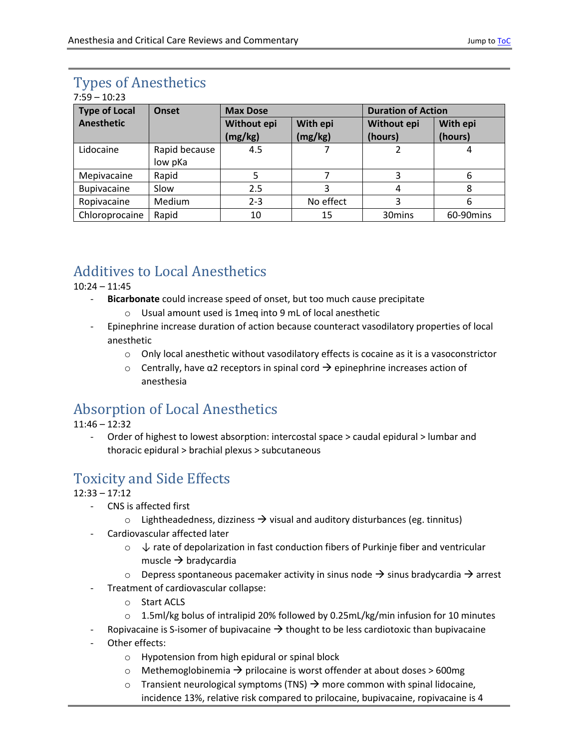## Types of Anesthetics

7:59 – 10:23

| Type of Local Anesthetic | Onset | Max Dose | | Duration of Action | |
|---|---|---|---|---|---|
| | | Without epi (mg/kg) | With epi (mg/kg) | Without epi (hours) | With epi (hours) |
| Lidocaine | Rapid because low pKa | 4.5 | 7 | 2 | 4 |
| Mepivacaine | Rapid | 5 | 7 | 3 | 6 |
| Bupivacaine | Slow | 2.5 | 3 | 4 | 8 |
| Ropivacaine | Medium | 2-3 | No effect | 3 | 6 |
| Chloroprocaine | Rapid | 10 | 15 | 30mins | 60-90mins |

## Additives to Local Anesthetics

10:24 – 11:45

- **Bicarbonate** could increase speed of onset, but too much cause precipitate
  - Usual amount used is 1meq into 9 mL of local anesthetic
- Epinephrine increase duration of action because counteract vasodilatory properties of local anesthetic
  - Only local anesthetic without vasodilatory effects is cocaine as it is a vasoconstrictor
  - Centrally, have α2 receptors in spinal cord → epinephrine increases action of anesthesia

## Absorption of Local Anesthetics

11:46 – 12:32

- Order of highest to lowest absorption: intercostal space > caudal epidural > lumbar and thoracic epidural > brachial plexus > subcutaneous

## Toxicity and Side Effects

12:33 – 17:12

- CNS is affected first
  - Lightheadedness, dizziness → visual and auditory disturbances (eg. tinnitus)
- Cardiovascular affected later
  - ↓ rate of depolarization in fast conduction fibers of Purkinje fiber and ventricular muscle → bradycardia
  - Depress spontaneous pacemaker activity in sinus node → sinus bradycardia → arrest
- Treatment of cardiovascular collapse:
  - Start ACLS
  - 1.5ml/kg bolus of intralipid 20% followed by 0.25mL/kg/min infusion for 10 minutes
- Ropivacaine is S-isomer of bupivacaine → thought to be less cardiotoxic than bupivacaine
- Other effects:
  - Hypotension from high epidural or spinal block
  - Methemoglobinemia → prilocaine is worst offender at about doses > 600mg
  - Transient neurological symptoms (TNS) → more common with spinal lidocaine, incidence 13%, relative risk compared to prilocaine, bupivacaine, ropivacaine is 4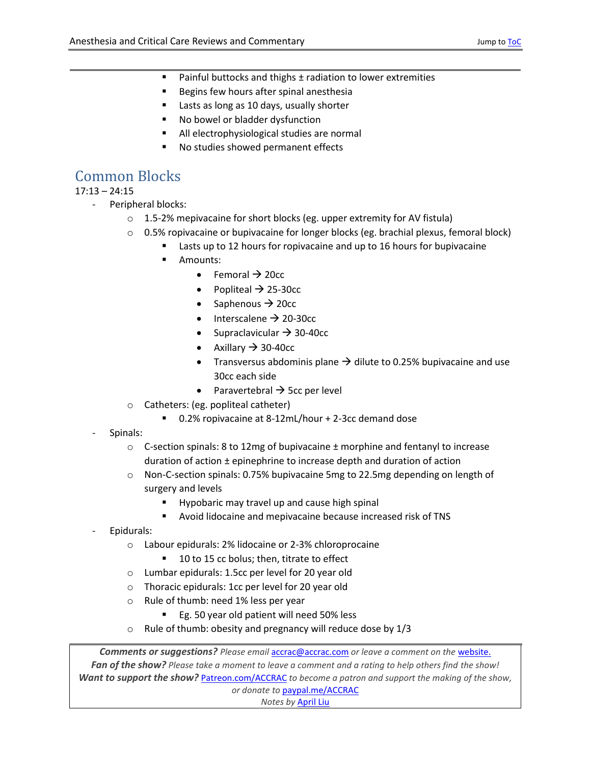- Painful buttocks and thighs ± radiation to lower extremities
      - Begins few hours after spinal anesthesia
      - Lasts as long as 10 days, usually shorter
      - No bowel or bladder dysfunction
      - All electrophysiological studies are normal
      - No studies showed permanent effects

## Common Blocks

17:13 – 24:15

- Peripheral blocks:
  - 1.5-2% mepivacaine for short blocks (eg. upper extremity for AV fistula)
  - 0.5% ropivacaine or bupivacaine for longer blocks (eg. brachial plexus, femoral block)
    - Lasts up to 12 hours for ropivacaine and up to 16 hours for bupivacaine
    - Amounts:
      - Femoral → 20cc
      - Popliteal → 25-30cc
      - Saphenous → 20cc
      - Interscalene → 20-30cc
      - Supraclavicular → 30-40cc
      - Axillary → 30-40cc
      - Transversus abdominis plane → dilute to 0.25% bupivacaine and use 30cc each side
      - Paravertebral → 5cc per level
  - Catheters: (eg. popliteal catheter)
    - 0.2% ropivacaine at 8-12mL/hour + 2-3cc demand dose
- Spinals:
  - C-section spinals: 8 to 12mg of bupivacaine ± morphine and fentanyl to increase duration of action ± epinephrine to increase depth and duration of action
  - Non-C-section spinals: 0.75% bupivacaine 5mg to 22.5mg depending on length of surgery and levels
    - Hypobaric may travel up and cause high spinal
    - Avoid lidocaine and mepivacaine because increased risk of TNS
- Epidurals:
  - Labour epidurals: 2% lidocaine or 2-3% chloroprocaine
    - 10 to 15 cc bolus; then, titrate to effect
  - Lumbar epidurals: 1.5cc per level for 20 year old
  - Thoracic epidurals: 1cc per level for 20 year old
  - Rule of thumb: need 1% less per year
    - Eg. 50 year old patient will need 50% less
  - Rule of thumb: obesity and pregnancy will reduce dose by 1/3

***Comments or suggestions?*** *Please email accrac@accrac.com or leave a comment on the website.*
***Fan of the show?*** *Please take a moment to leave a comment and a rating to help others find the show!*
***Want to support the show?*** *Patreon.com/ACCRAC to become a patron and support the making of the show, or donate to paypal.me/ACCRAC*
*Notes by April Liu*